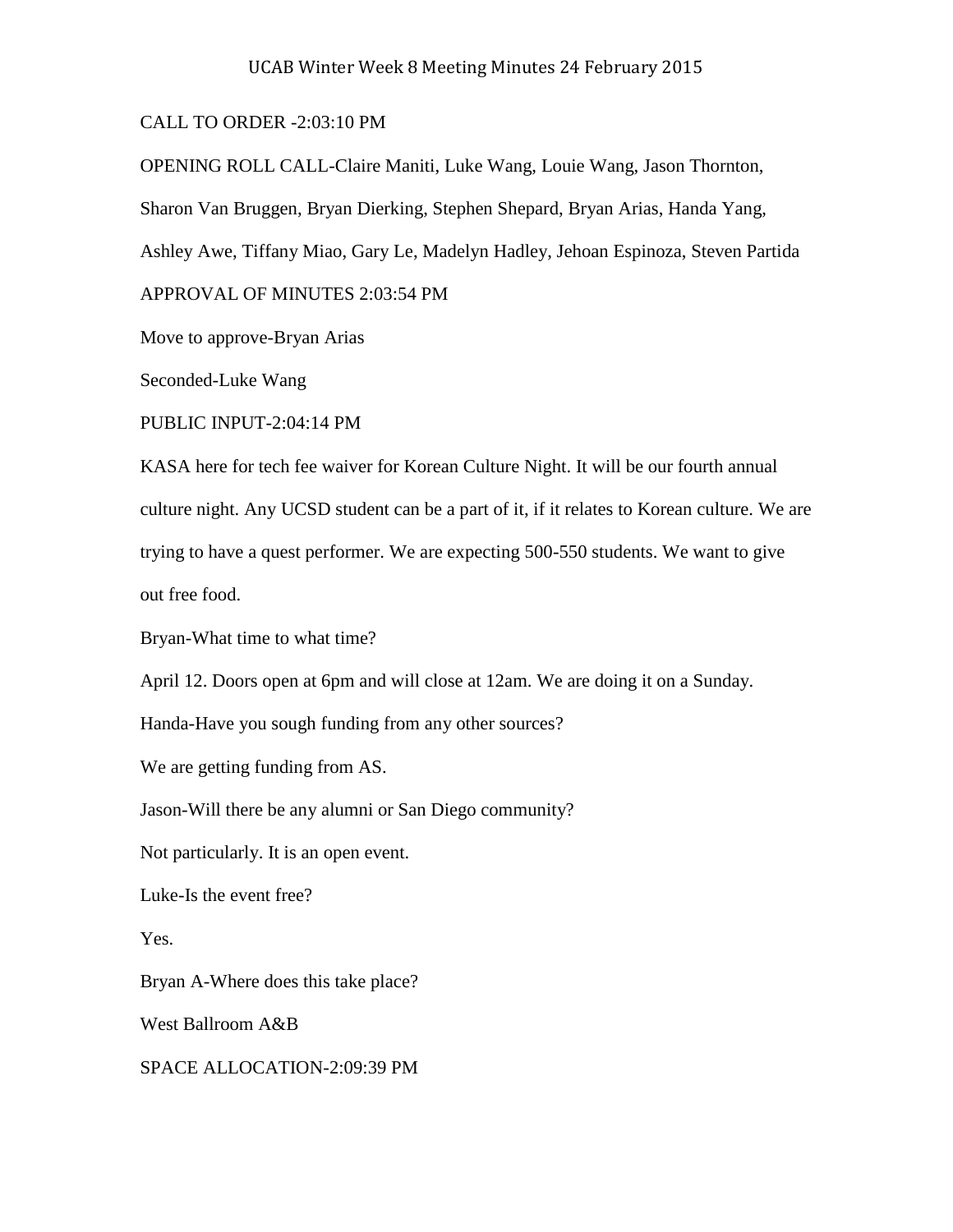# UCAB Winter Week 8 Meeting Minutes 24 February 2015

CALL TO ORDER -2:03:10 PM

OPENING ROLL CALL-Claire Maniti, Luke Wang, Louie Wang, Jason Thornton, Sharon Van Bruggen, Bryan Dierking, Stephen Shepard, Bryan Arias, Handa Yang, Ashley Awe, Tiffany Miao, Gary Le, Madelyn Hadley, Jehoan Espinoza, Steven Partida

APPROVAL OF MINUTES 2:03:54 PM

Move to approve-Bryan Arias

Seconded-Luke Wang

PUBLIC INPUT-2:04:14 PM

KASA here for tech fee waiver for Korean Culture Night. It will be our fourth annual culture night. Any UCSD student can be a part of it, if it relates to Korean culture. We are trying to have a quest performer. We are expecting 500-550 students. We want to give out free food.

Bryan-What time to what time?

April 12. Doors open at 6pm and will close at 12am. We are doing it on a Sunday.

Handa-Have you sough funding from any other sources?

We are getting funding from AS.

Jason-Will there be any alumni or San Diego community?

Not particularly. It is an open event.

Luke-Is the event free?

Yes.

Bryan A-Where does this take place?

West Ballroom A&B

SPACE ALLOCATION-2:09:39 PM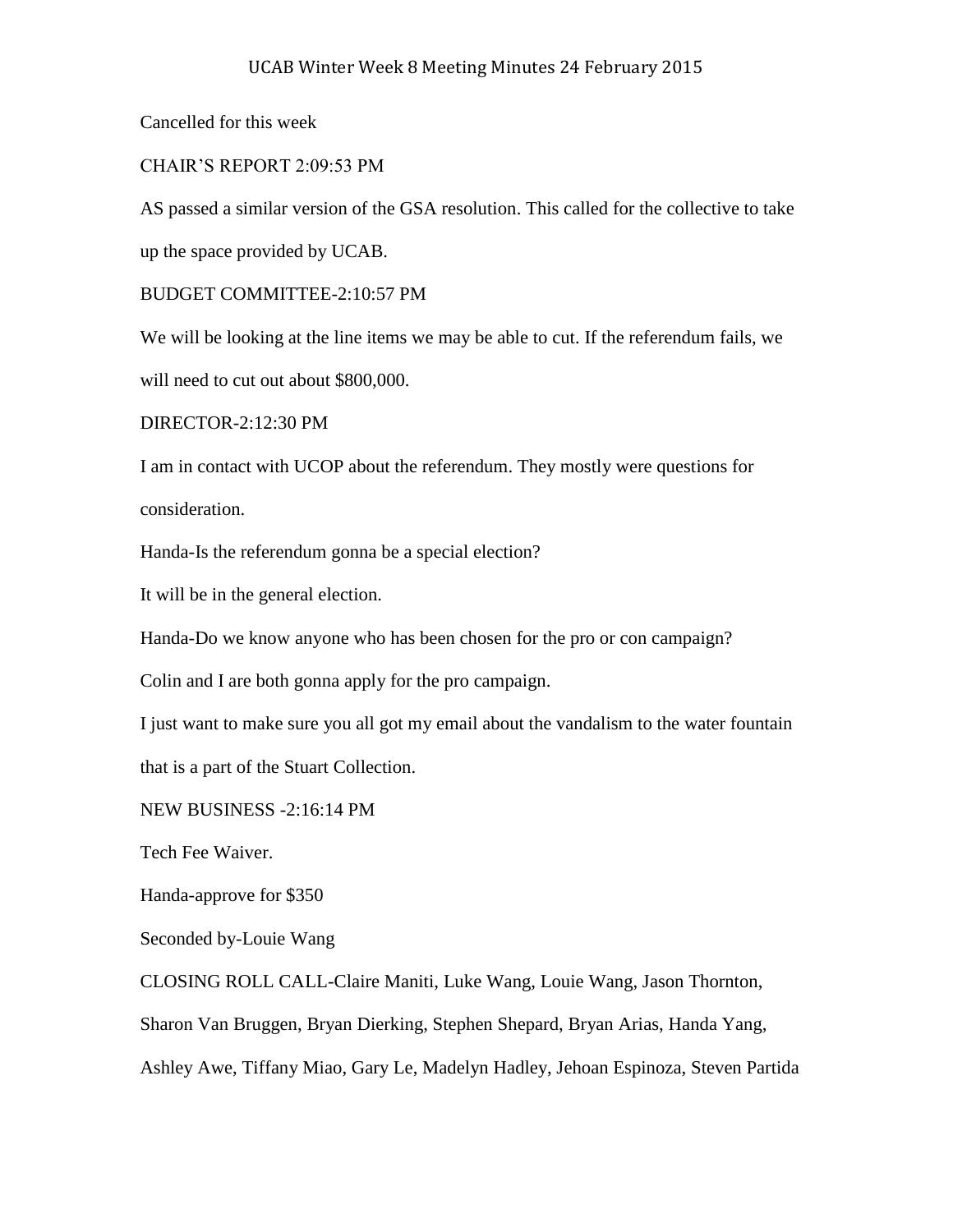Cancelled for this week

## CHAIR'S REPORT 2:09:53 PM

AS passed a similar version of the GSA resolution. This called for the collective to take up the space provided by UCAB.

## BUDGET COMMITTEE-2:10:57 PM

We will be looking at the line items we may be able to cut. If the referendum fails, we will need to cut out about $800,000.

## DIRECTOR-2:12:30 PM

I am in contact with UCOP about the referendum. They mostly were questions for consideration.

Handa-Is the referendum gonna be a special election?

It will be in the general election.

Handa-Do we know anyone who has been chosen for the pro or con campaign?

Colin and I are both gonna apply for the pro campaign.

I just want to make sure you all got my email about the vandalism to the water fountain that is a part of the Stuart Collection.

## NEW BUSINESS -2:16:14 PM

Tech Fee Waiver.

Handa-approve for $350

Seconded by-Louie Wang

CLOSING ROLL CALL-Claire Maniti, Luke Wang, Louie Wang, Jason Thornton, Sharon Van Bruggen, Bryan Dierking, Stephen Shepard, Bryan Arias, Handa Yang, Ashley Awe, Tiffany Miao, Gary Le, Madelyn Hadley, Jehoan Espinoza, Steven Partida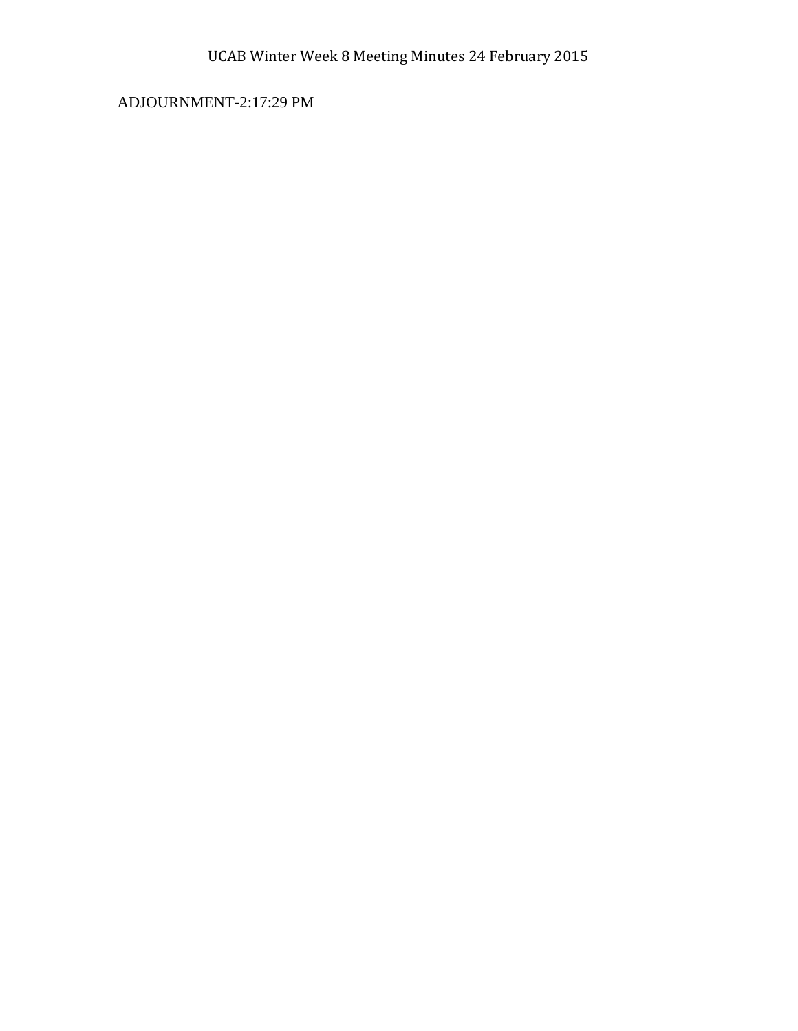ADJOURNMENT-2:17:29 PM